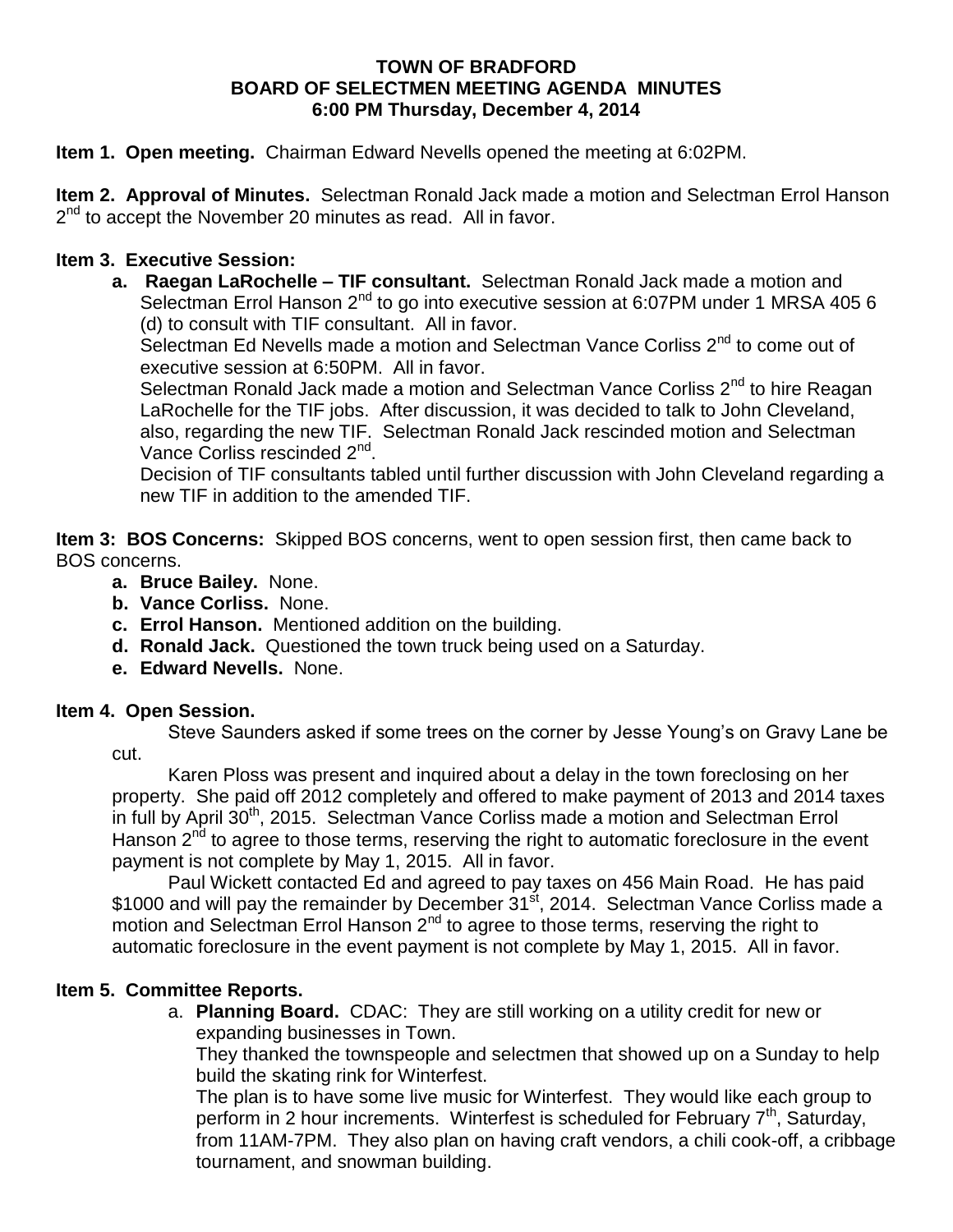# TOWN OF BRADFORD
## BOARD OF SELECTMEN MEETING AGENDA MINUTES
### 6:00 PM Thursday, December 4, 2014

**Item 1. Open meeting.** Chairman Edward Nevells opened the meeting at 6:02PM.

**Item 2. Approval of Minutes.** Selectman Ronald Jack made a motion and Selectman Errol Hanson 2nd to accept the November 20 minutes as read. All in favor.

**Item 3. Executive Session:**

a. **Raegan LaRochelle – TIF consultant.** Selectman Ronald Jack made a motion and Selectman Errol Hanson 2nd to go into executive session at 6:07PM under 1 MRSA 405 6 (d) to consult with TIF consultant. All in favor.
   Selectman Ed Nevells made a motion and Selectman Vance Corliss 2nd to come out of executive session at 6:50PM. All in favor.
   Selectman Ronald Jack made a motion and Selectman Vance Corliss 2nd to hire Reagan LaRochelle for the TIF jobs. After discussion, it was decided to talk to John Cleveland, also, regarding the new TIF. Selectman Ronald Jack rescinded motion and Selectman Vance Corliss rescinded 2nd.
   Decision of TIF consultants tabled until further discussion with John Cleveland regarding a new TIF in addition to the amended TIF.

**Item 3: BOS Concerns:** Skipped BOS concerns, went to open session first, then came back to BOS concerns.

a. **Bruce Bailey.** None.
b. **Vance Corliss.** None.
c. **Errol Hanson.** Mentioned addition on the building.
d. **Ronald Jack.** Questioned the town truck being used on a Saturday.
e. **Edward Nevells.** None.

**Item 4. Open Session.**

Steve Saunders asked if some trees on the corner by Jesse Young's on Gravy Lane be cut.

Karen Ploss was present and inquired about a delay in the town foreclosing on her property. She paid off 2012 completely and offered to make payment of 2013 and 2014 taxes in full by April 30th, 2015. Selectman Vance Corliss made a motion and Selectman Errol Hanson 2nd to agree to those terms, reserving the right to automatic foreclosure in the event payment is not complete by May 1, 2015. All in favor.

Paul Wickett contacted Ed and agreed to pay taxes on 456 Main Road. He has paid $1000 and will pay the remainder by December 31st, 2014. Selectman Vance Corliss made a motion and Selectman Errol Hanson 2nd to agree to those terms, reserving the right to automatic foreclosure in the event payment is not complete by May 1, 2015. All in favor.

**Item 5. Committee Reports.**

a. **Planning Board.** CDAC: They are still working on a utility credit for new or expanding businesses in Town.
   They thanked the townspeople and selectmen that showed up on a Sunday to help build the skating rink for Winterfest.
   The plan is to have some live music for Winterfest. They would like each group to perform in 2 hour increments. Winterfest is scheduled for February 7th, Saturday, from 11AM-7PM. They also plan on having craft vendors, a chili cook-off, a cribbage tournament, and snowman building.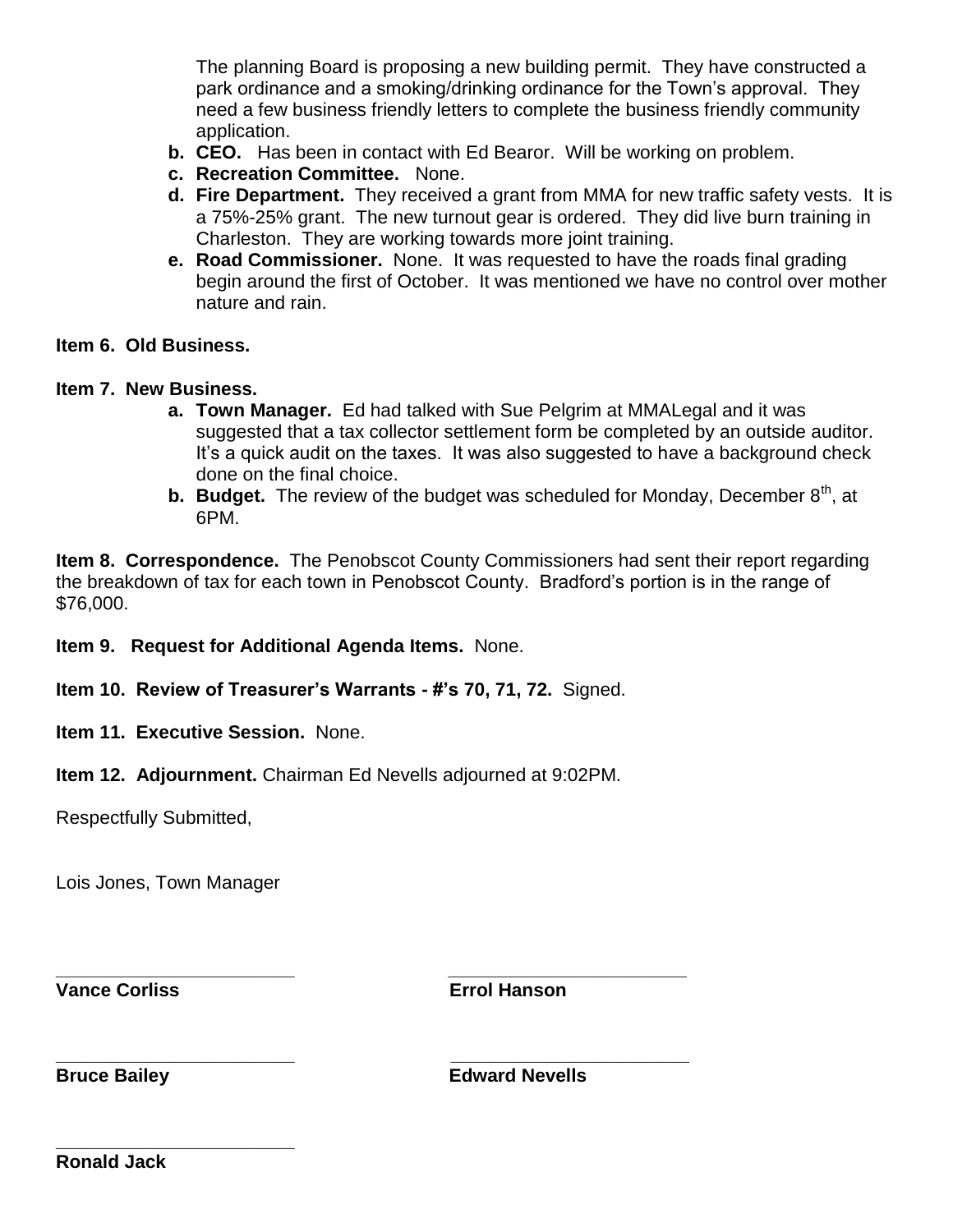The planning Board is proposing a new building permit. They have constructed a park ordinance and a smoking/drinking ordinance for the Town's approval. They need a few business friendly letters to complete the business friendly community application.

b. **CEO.** Has been in contact with Ed Bearor. Will be working on problem.
c. **Recreation Committee.** None.
d. **Fire Department.** They received a grant from MMA for new traffic safety vests. It is a 75%-25% grant. The new turnout gear is ordered. They did live burn training in Charleston. They are working towards more joint training.
e. **Road Commissioner.** None. It was requested to have the roads final grading begin around the first of October. It was mentioned we have no control over mother nature and rain.

**Item 6. Old Business.**

**Item 7. New Business.**

a. **Town Manager.** Ed had talked with Sue Pelgrim at MMALegal and it was suggested that a tax collector settlement form be completed by an outside auditor. It's a quick audit on the taxes. It was also suggested to have a background check done on the final choice.
b. **Budget.** The review of the budget was scheduled for Monday, December 8th, at 6PM.

**Item 8. Correspondence.** The Penobscot County Commissioners had sent their report regarding the breakdown of tax for each town in Penobscot County. Bradford's portion is in the range of $76,000.

**Item 9. Request for Additional Agenda Items.** None.

**Item 10. Review of Treasurer's Warrants - #'s 70, 71, 72.** Signed.

**Item 11. Executive Session.** None.

**Item 12. Adjournment.** Chairman Ed Nevells adjourned at 9:02PM.

Respectfully Submitted,

Lois Jones, Town Manager

______________________ **Vance Corliss**

______________________ **Errol Hanson**

______________________ **Bruce Bailey**

______________________ **Edward Nevells**

______________________ **Ronald Jack**